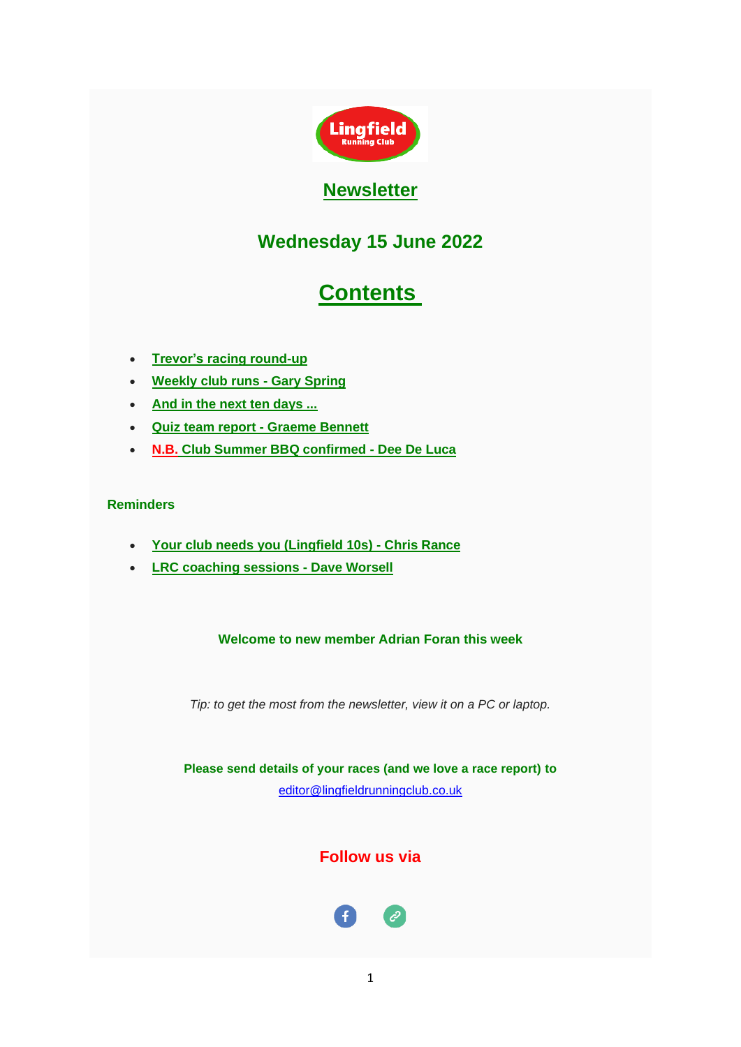# Newsletter

## Wednesday 15 June 2022

## Contents

- **Trevor's racing round-up**
- **Weekly club runs - Gary Spring**
- **And in the next ten days ...**
- **Quiz team report - Graeme Bennett**
- **N.B. Club Summer BBQ confirmed - Dee De Luca**

**Reminders**

- **Your club needs you (Lingfield 10s) - Chris Rance**
- **LRC coaching sessions - Dave Worsell**

**Welcome to new member Adrian Foran this week**

*Tip: to get the most from the newsletter, view it on a PC or laptop.*

**Please send details of your races (and we love a race report) to**
editor@lingfieldrunningclub.co.uk

**Follow us via**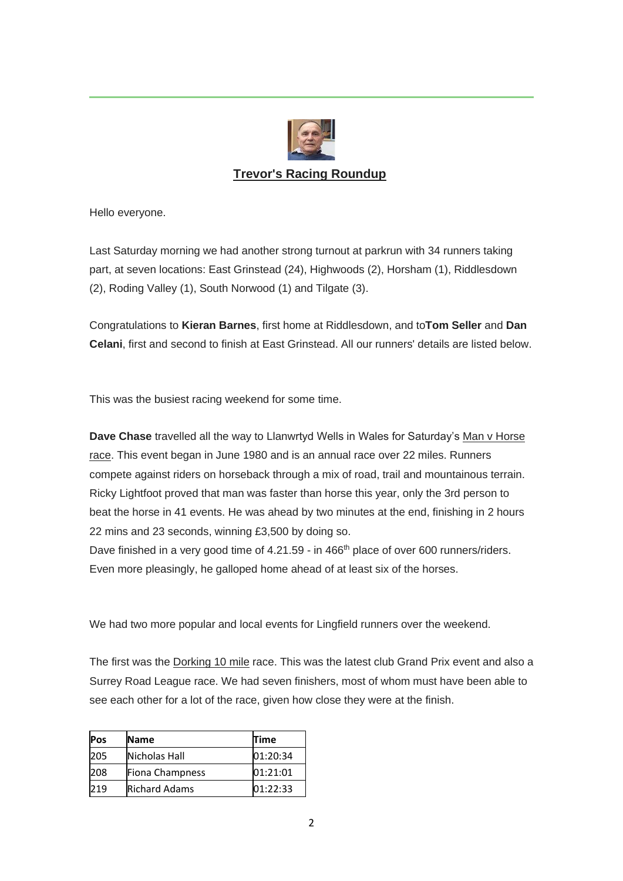**Trevor's Racing Roundup**

Hello everyone.

Last Saturday morning we had another strong turnout at parkrun with 34 runners taking part, at seven locations: East Grinstead (24), Highwoods (2), Horsham (1), Riddlesdown (2), Roding Valley (1), South Norwood (1) and Tilgate (3).

Congratulations to **Kieran Barnes**, first home at Riddlesdown, and to**Tom Seller** and **Dan Celani**, first and second to finish at East Grinstead. All our runners' details are listed below.

This was the busiest racing weekend for some time.

**Dave Chase** travelled all the way to Llanwrtyd Wells in Wales for Saturday's Man v Horse race. This event began in June 1980 and is an annual race over 22 miles. Runners compete against riders on horseback through a mix of road, trail and mountainous terrain. Ricky Lightfoot proved that man was faster than horse this year, only the 3rd person to beat the horse in 41 events. He was ahead by two minutes at the end, finishing in 2 hours 22 mins and 23 seconds, winning £3,500 by doing so.
Dave finished in a very good time of 4.21.59 - in 466th place of over 600 runners/riders. Even more pleasingly, he galloped home ahead of at least six of the horses.

We had two more popular and local events for Lingfield runners over the weekend.

The first was the Dorking 10 mile race. This was the latest club Grand Prix event and also a Surrey Road League race. We had seven finishers, most of whom must have been able to see each other for a lot of the race, given how close they were at the finish.

| Pos | Name | Time |
| --- | --- | --- |
| 205 | Nicholas Hall | 01:20:34 |
| 208 | Fiona Champness | 01:21:01 |
| 219 | Richard Adams | 01:22:33 |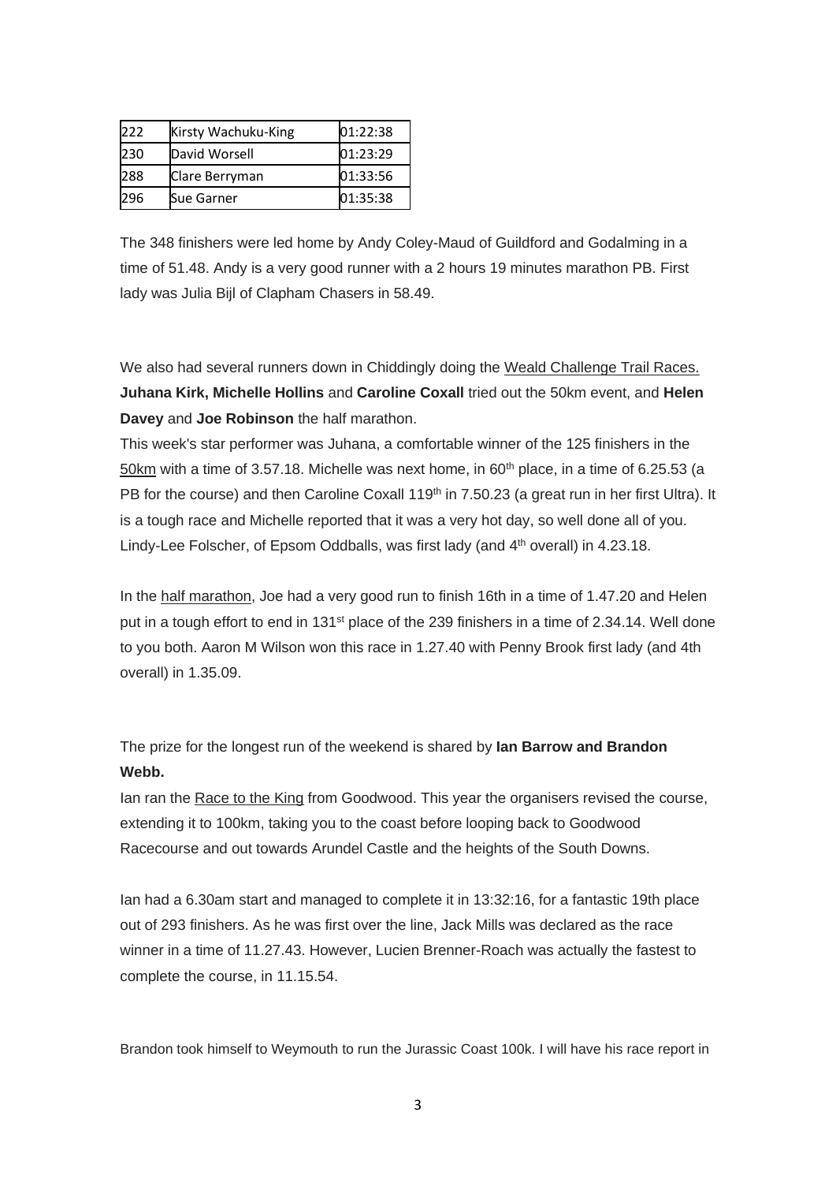| 222 | Kirsty Wachuku-King | 01:22:38 |
|---|---|---|
| 230 | David Worsell | 01:23:29 |
| 288 | Clare Berryman | 01:33:56 |
| 296 | Sue Garner | 01:35:38 |

The 348 finishers were led home by Andy Coley-Maud of Guildford and Godalming in a time of 51.48. Andy is a very good runner with a 2 hours 19 minutes marathon PB. First lady was Julia Bijl of Clapham Chasers in 58.49.

We also had several runners down in Chiddingly doing the Weald Challenge Trail Races. **Juhana Kirk, Michelle Hollins** and **Caroline Coxall** tried out the 50km event, and **Helen Davey** and **Joe Robinson** the half marathon.

This week's star performer was Juhana, a comfortable winner of the 125 finishers in the 50km with a time of 3.57.18. Michelle was next home, in 60th place, in a time of 6.25.53 (a PB for the course) and then Caroline Coxall 119th in 7.50.23 (a great run in her first Ultra). It is a tough race and Michelle reported that it was a very hot day, so well done all of you. Lindy-Lee Folscher, of Epsom Oddballs, was first lady (and 4th overall) in 4.23.18.

In the half marathon, Joe had a very good run to finish 16th in a time of 1.47.20 and Helen put in a tough effort to end in 131st place of the 239 finishers in a time of 2.34.14. Well done to you both. Aaron M Wilson won this race in 1.27.40 with Penny Brook first lady (and 4th overall) in 1.35.09.

The prize for the longest run of the weekend is shared by **Ian Barrow and Brandon Webb.**

Ian ran the Race to the King from Goodwood. This year the organisers revised the course, extending it to 100km, taking you to the coast before looping back to Goodwood Racecourse and out towards Arundel Castle and the heights of the South Downs.

Ian had a 6.30am start and managed to complete it in 13:32:16, for a fantastic 19th place out of 293 finishers. As he was first over the line, Jack Mills was declared as the race winner in a time of 11.27.43. However, Lucien Brenner-Roach was actually the fastest to complete the course, in 11.15.54.

Brandon took himself to Weymouth to run the Jurassic Coast 100k. I will have his race report in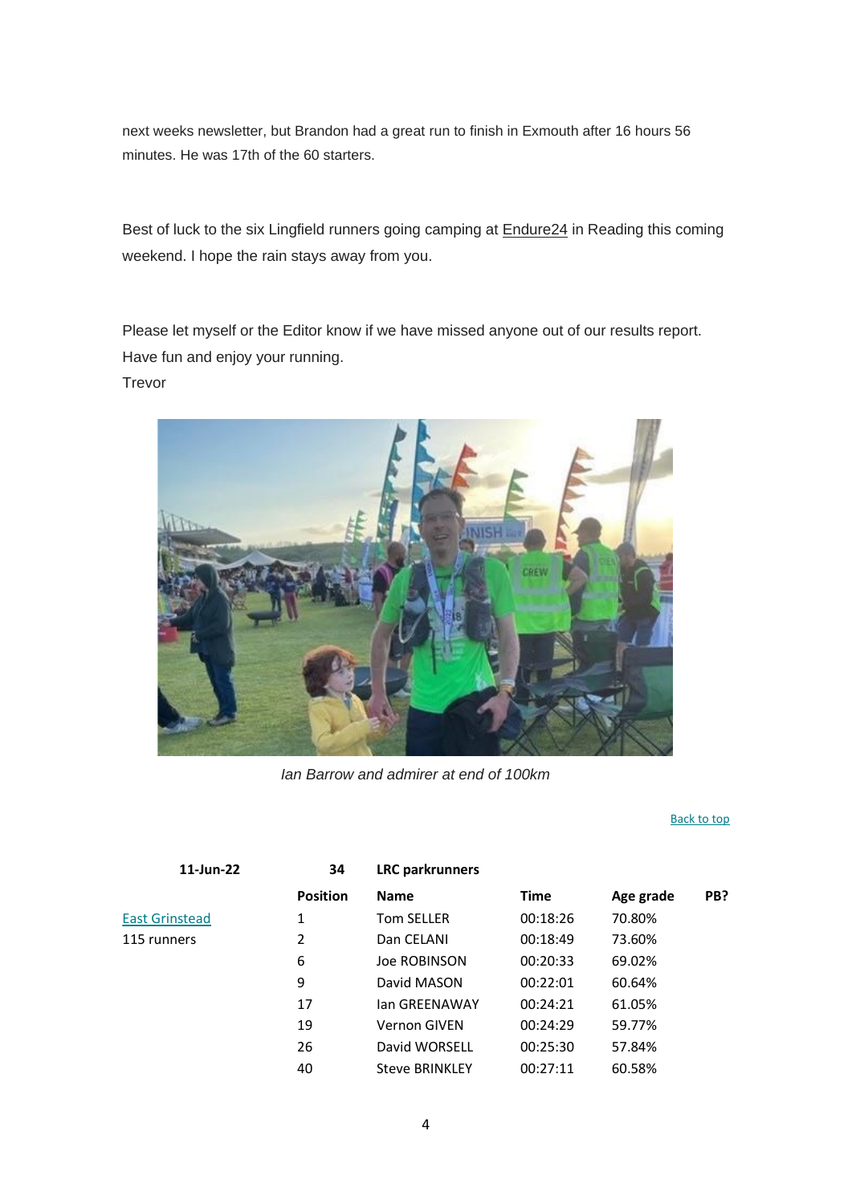next weeks newsletter, but Brandon had a great run to finish in Exmouth after 16 hours 56 minutes. He was 17th of the 60 starters.

Best of luck to the six Lingfield runners going camping at Endure24 in Reading this coming weekend. I hope the rain stays away from you.

Please let myself or the Editor know if we have missed anyone out of our results report.
Have fun and enjoy your running.
Trevor

*Ian Barrow and admirer at end of 100km*

Back to top

| 11-Jun-22 | 34 | LRC parkrunners | | | |
|---|---|---|---|---|---|
| | **Position** | **Name** | **Time** | **Age grade** | **PB?** |
| East Grinstead | 1 | Tom SELLER | 00:18:26 | 70.80% | |
| 115 runners | 2 | Dan CELANI | 00:18:49 | 73.60% | |
| | 6 | Joe ROBINSON | 00:20:33 | 69.02% | |
| | 9 | David MASON | 00:22:01 | 60.64% | |
| | 17 | Ian GREENAWAY | 00:24:21 | 61.05% | |
| | 19 | Vernon GIVEN | 00:24:29 | 59.77% | |
| | 26 | David WORSELL | 00:25:30 | 57.84% | |
| | 40 | Steve BRINKLEY | 00:27:11 | 60.58% | |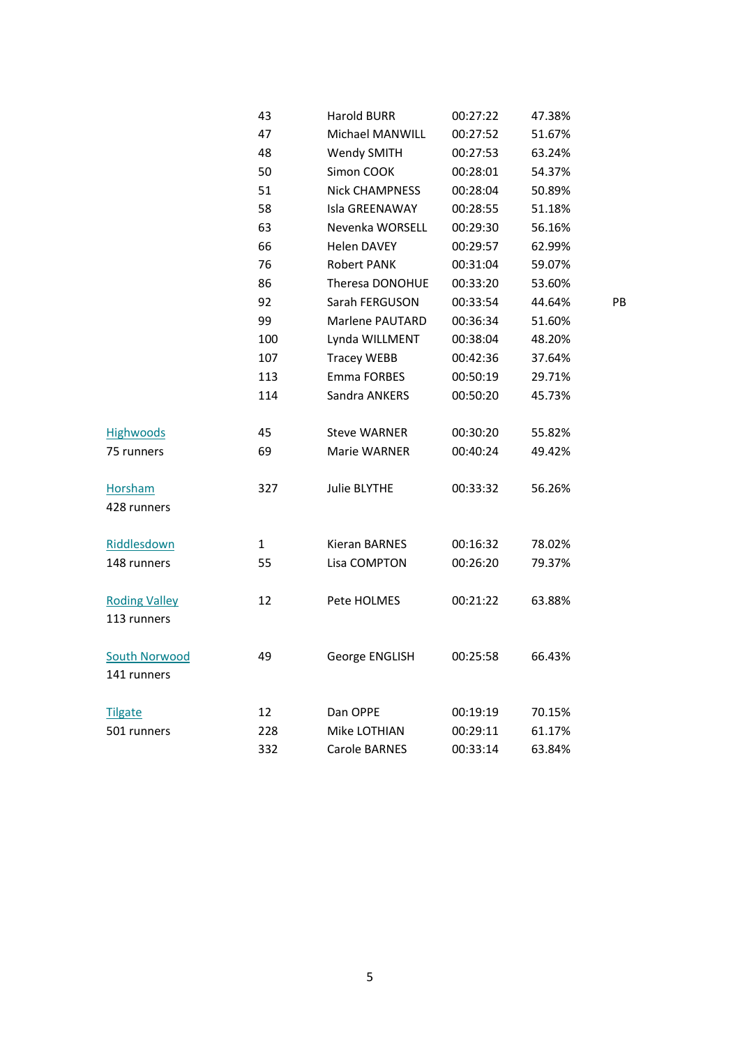| | | | | | |
|---|---|---|---|---|---|
| | 43 | Harold BURR | 00:27:22 | 47.38% | |
| | 47 | Michael MANWILL | 00:27:52 | 51.67% | |
| | 48 | Wendy SMITH | 00:27:53 | 63.24% | |
| | 50 | Simon COOK | 00:28:01 | 54.37% | |
| | 51 | Nick CHAMPNESS | 00:28:04 | 50.89% | |
| | 58 | Isla GREENAWAY | 00:28:55 | 51.18% | |
| | 63 | Nevenka WORSELL | 00:29:30 | 56.16% | |
| | 66 | Helen DAVEY | 00:29:57 | 62.99% | |
| | 76 | Robert PANK | 00:31:04 | 59.07% | |
| | 86 | Theresa DONOHUE | 00:33:20 | 53.60% | |
| | 92 | Sarah FERGUSON | 00:33:54 | 44.64% | PB |
| | 99 | Marlene PAUTARD | 00:36:34 | 51.60% | |
| | 100 | Lynda WILLMENT | 00:38:04 | 48.20% | |
| | 107 | Tracey WEBB | 00:42:36 | 37.64% | |
| | 113 | Emma FORBES | 00:50:19 | 29.71% | |
| | 114 | Sandra ANKERS | 00:50:20 | 45.73% | |
| Highwoods | 45 | Steve WARNER | 00:30:20 | 55.82% | |
| 75 runners | 69 | Marie WARNER | 00:40:24 | 49.42% | |
| Horsham | 327 | Julie BLYTHE | 00:33:32 | 56.26% | |
| 428 runners | | | | | |
| Riddlesdown | 1 | Kieran BARNES | 00:16:32 | 78.02% | |
| 148 runners | 55 | Lisa COMPTON | 00:26:20 | 79.37% | |
| Roding Valley | 12 | Pete HOLMES | 00:21:22 | 63.88% | |
| 113 runners | | | | | |
| South Norwood | 49 | George ENGLISH | 00:25:58 | 66.43% | |
| 141 runners | | | | | |
| Tilgate | 12 | Dan OPPE | 00:19:19 | 70.15% | |
| 501 runners | 228 | Mike LOTHIAN | 00:29:11 | 61.17% | |
| | 332 | Carole BARNES | 00:33:14 | 63.84% | |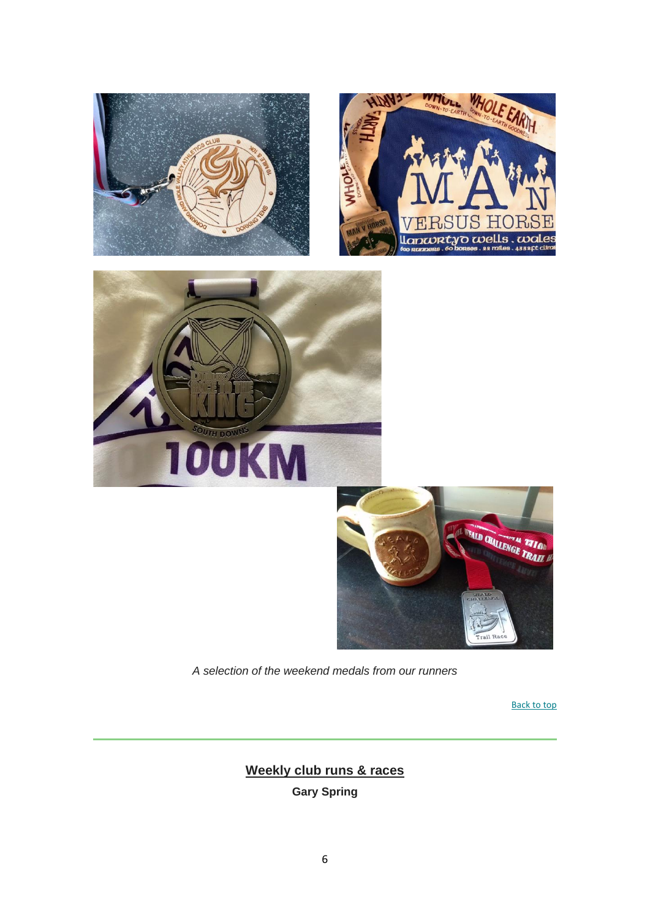*A selection of the weekend medals from our runners*

[Back to top](#)

---

## Weekly club runs & races

**Gary Spring**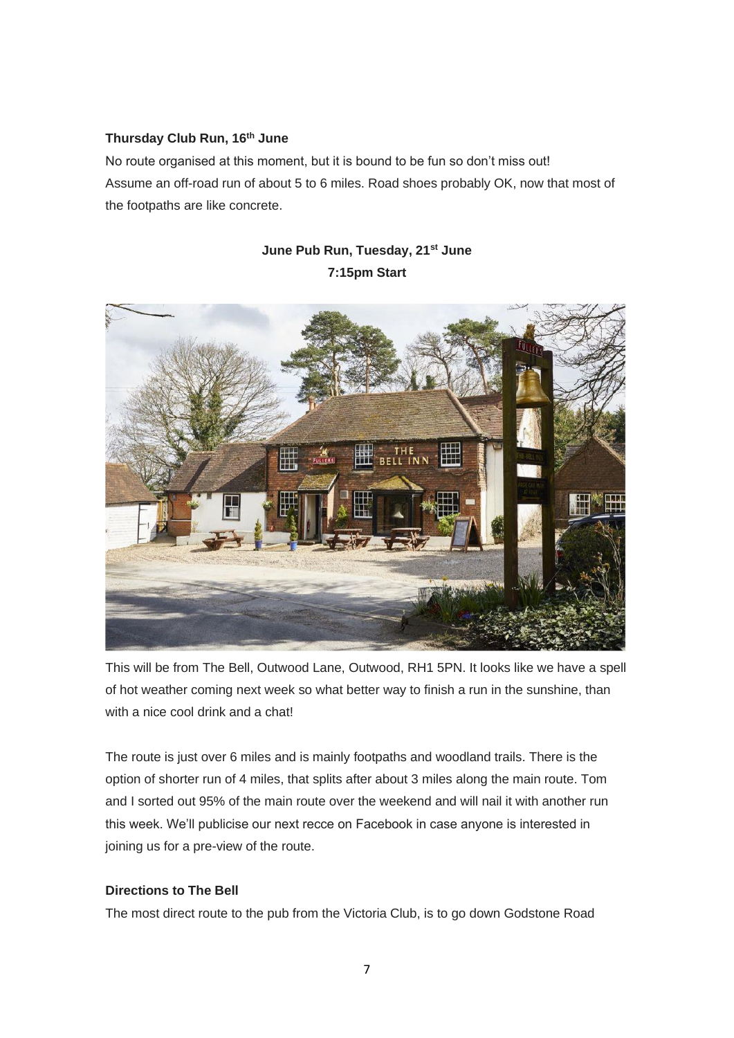**Thursday Club Run, 16th June**

No route organised at this moment, but it is bound to be fun so don't miss out!
Assume an off-road run of about 5 to 6 miles. Road shoes probably OK, now that most of the footpaths are like concrete.

**June Pub Run, Tuesday, 21st June**
**7:15pm Start**

This will be from The Bell, Outwood Lane, Outwood, RH1 5PN. It looks like we have a spell of hot weather coming next week so what better way to finish a run in the sunshine, than with a nice cool drink and a chat!

The route is just over 6 miles and is mainly footpaths and woodland trails. There is the option of shorter run of 4 miles, that splits after about 3 miles along the main route. Tom and I sorted out 95% of the main route over the weekend and will nail it with another run this week. We'll publicise our next recce on Facebook in case anyone is interested in joining us for a pre-view of the route.

**Directions to The Bell**

The most direct route to the pub from the Victoria Club, is to go down Godstone Road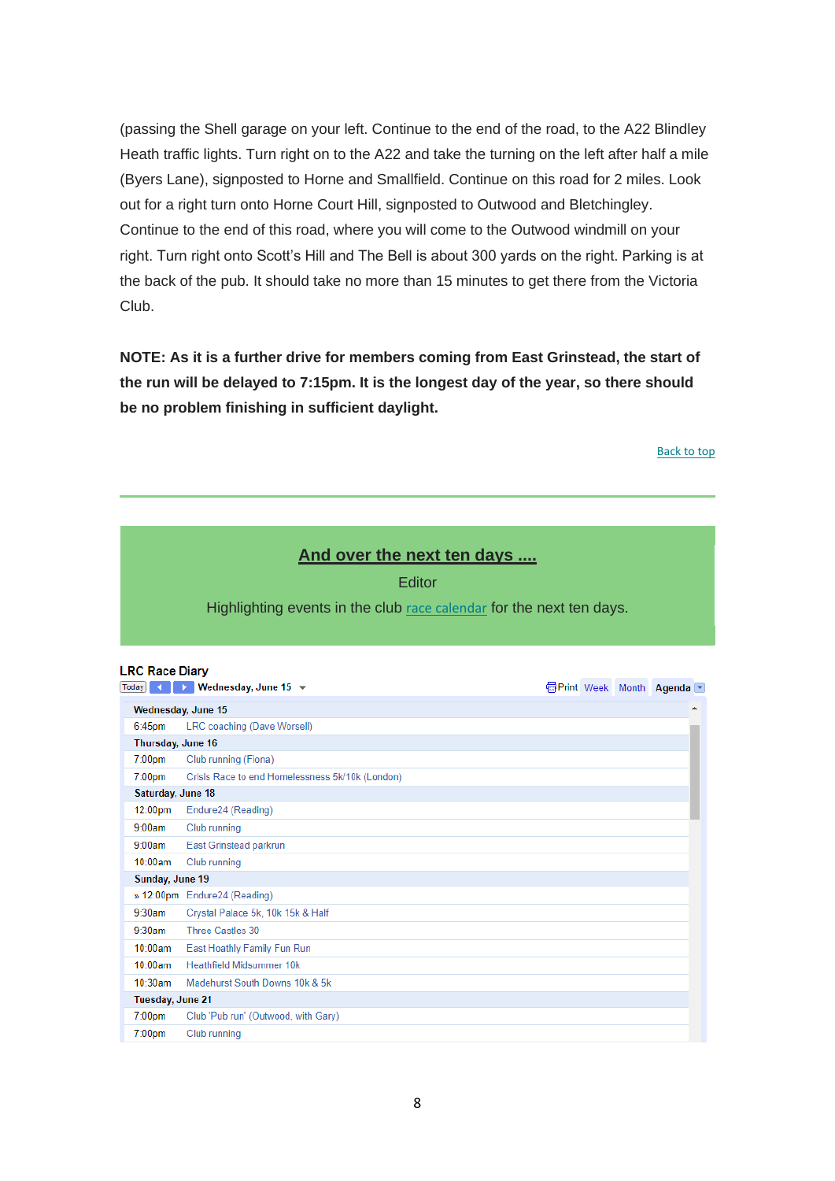(passing the Shell garage on your left. Continue to the end of the road, to the A22 Blindley Heath traffic lights. Turn right on to the A22 and take the turning on the left after half a mile (Byers Lane), signposted to Horne and Smallfield. Continue on this road for 2 miles. Look out for a right turn onto Horne Court Hill, signposted to Outwood and Bletchingley. Continue to the end of this road, where you will come to the Outwood windmill on your right. Turn right onto Scott's Hill and The Bell is about 300 yards on the right. Parking is at the back of the pub. It should take no more than 15 minutes to get there from the Victoria Club.

**NOTE: As it is a further drive for members coming from East Grinstead, the start of the run will be delayed to 7:15pm. It is the longest day of the year, so there should be no problem finishing in sufficient daylight.**

Back to top

---

## And over the next ten days ....

Editor

Highlighting events in the club race calendar for the next ten days.

**LRC Race Diary**

Today ◀ ▶ Wednesday, June 15 ▼ | Print | Week | Month | Agenda

| Time | Event |
|---|---|
| **Wednesday, June 15** | |
| 6:45pm | LRC coaching (Dave Worsell) |
| **Thursday, June 16** | |
| 7:00pm | Club running (Fiona) |
| 7:00pm | Crisis Race to end Homelessness 5k/10k (London) |
| **Saturday, June 18** | |
| 12:00pm | Endure24 (Reading) |
| 9:00am | Club running |
| 9:00am | East Grinstead parkrun |
| 10:00am | Club running |
| **Sunday, June 19** | |
| » 12:00pm | Endure24 (Reading) |
| 9:30am | Crystal Palace 5k, 10k 15k & Half |
| 9:30am | Three Castles 30 |
| 10:00am | East Hoathly Family Fun Run |
| 10:00am | Heathfield Midsummer 10k |
| 10:30am | Madehurst South Downs 10k & 5k |
| **Tuesday, June 21** | |
| 7:00pm | Club 'Pub run' (Outwood, with Gary) |
| 7:00pm | Club running |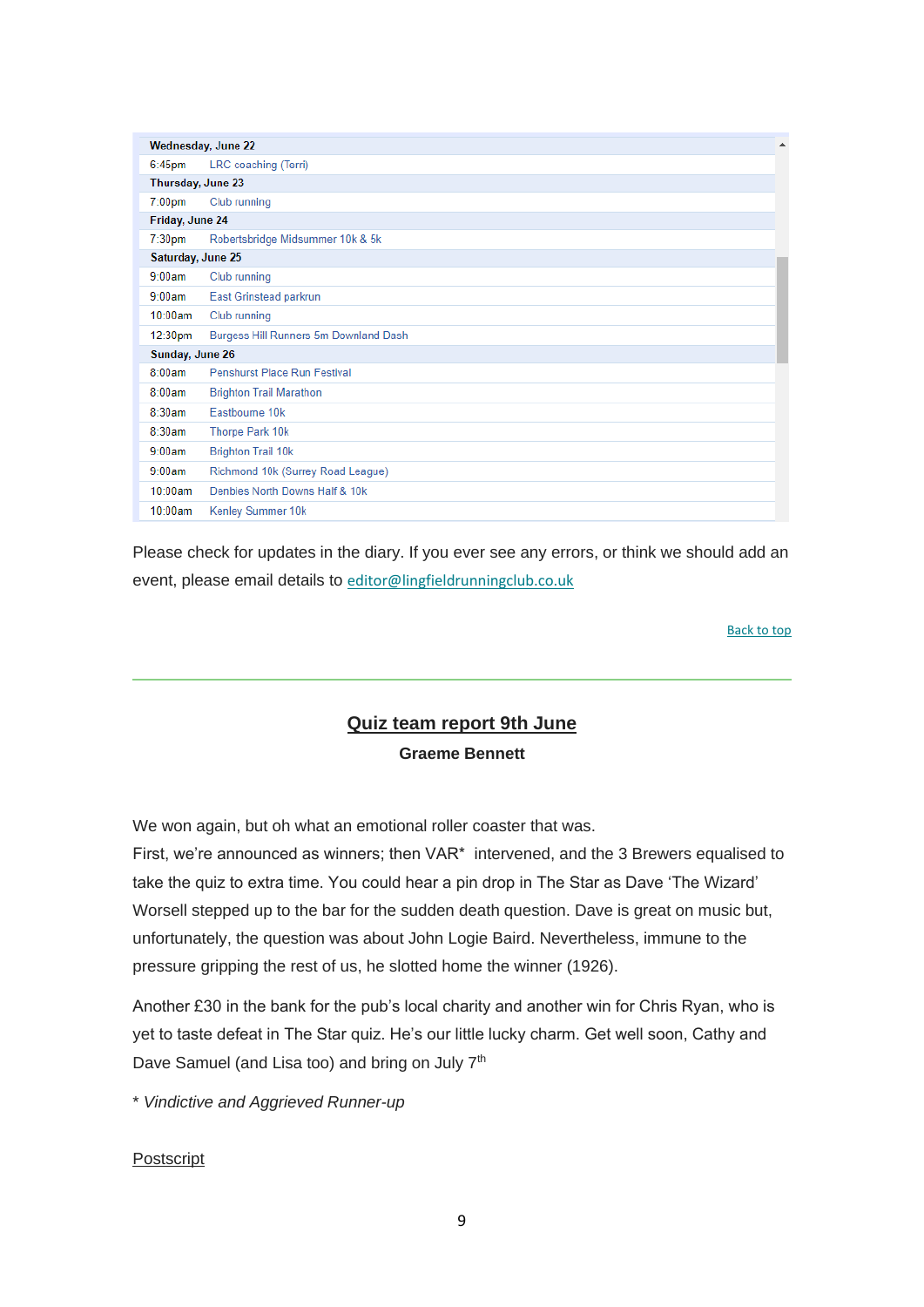| Wednesday, June 22 | |
|---|---|
| 6:45pm | LRC coaching (Terri) |
| **Thursday, June 23** | |
| 7:00pm | Club running |
| **Friday, June 24** | |
| 7:30pm | Robertsbridge Midsummer 10k & 5k |
| **Saturday, June 25** | |
| 9:00am | Club running |
| 9:00am | East Grinstead parkrun |
| 10:00am | Club running |
| 12:30pm | Burgess Hill Runners 5m Downland Dash |
| **Sunday, June 26** | |
| 8:00am | Penshurst Place Run Festival |
| 8:00am | Brighton Trail Marathon |
| 8:30am | Eastbourne 10k |
| 8:30am | Thorpe Park 10k |
| 9:00am | Brighton Trail 10k |
| 9:00am | Richmond 10k (Surrey Road League) |
| 10:00am | Denbies North Downs Half & 10k |
| 10:00am | Kenley Summer 10k |

Please check for updates in the diary. If you ever see any errors, or think we should add an event, please email details to editor@lingfieldrunningclub.co.uk

Back to top

---

## Quiz team report 9th June

**Graeme Bennett**

We won again, but oh what an emotional roller coaster that was.

First, we're announced as winners; then VAR* intervened, and the 3 Brewers equalised to take the quiz to extra time. You could hear a pin drop in The Star as Dave 'The Wizard' Worsell stepped up to the bar for the sudden death question. Dave is great on music but, unfortunately, the question was about John Logie Baird. Nevertheless, immune to the pressure gripping the rest of us, he slotted home the winner (1926).

Another £30 in the bank for the pub's local charity and another win for Chris Ryan, who is yet to taste defeat in The Star quiz. He's our little lucky charm. Get well soon, Cathy and Dave Samuel (and Lisa too) and bring on July 7th

* *Vindictive and Aggrieved Runner-up*

Postscript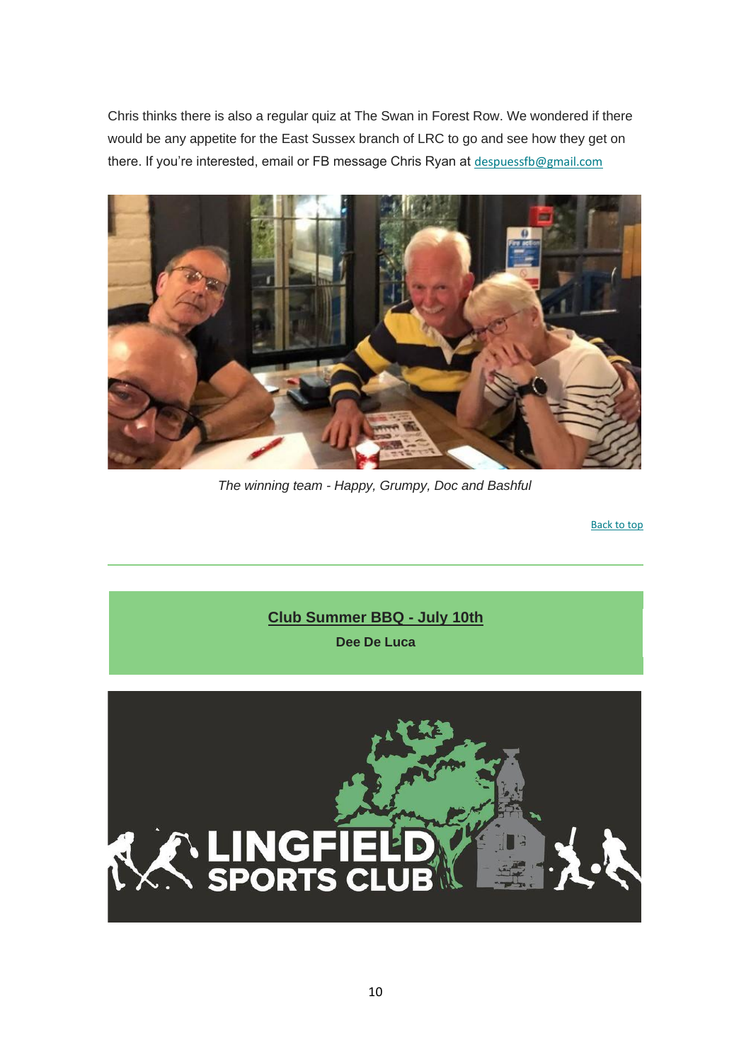Chris thinks there is also a regular quiz at The Swan in Forest Row. We wondered if there would be any appetite for the East Sussex branch of LRC to go and see how they get on there. If you're interested, email or FB message Chris Ryan at despuessfb@gmail.com

*The winning team - Happy, Grumpy, Doc and Bashful*

Back to top

---

## Club Summer BBQ - July 10th

**Dee De Luca**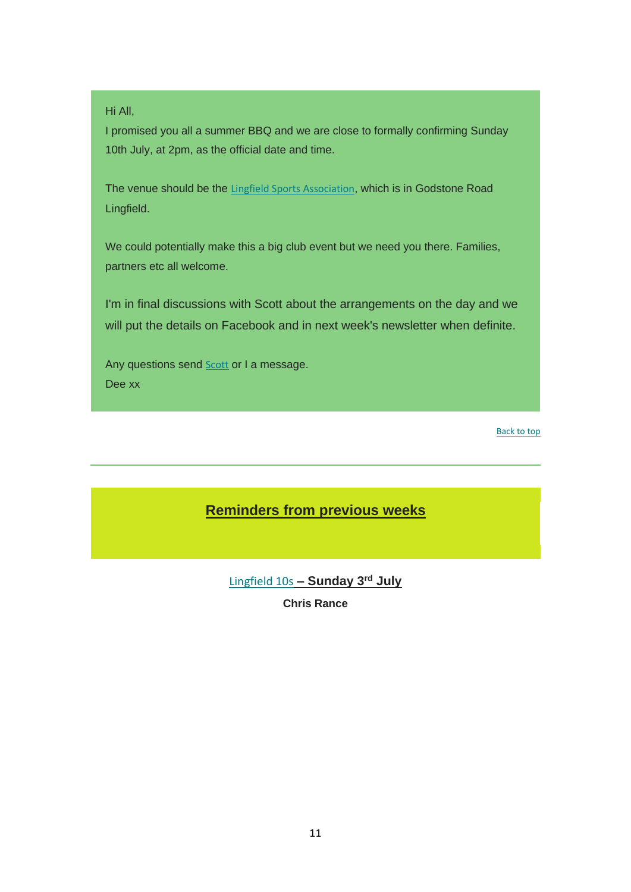Hi All,

I promised you all a summer BBQ and we are close to formally confirming Sunday 10th July, at 2pm, as the official date and time.

The venue should be the Lingfield Sports Association, which is in Godstone Road Lingfield.

We could potentially make this a big club event but we need you there. Families, partners etc all welcome.

I'm in final discussions with Scott about the arrangements on the day and we will put the details on Facebook and in next week's newsletter when definite.

Any questions send Scott or I a message.

Dee xx

Back to top

---

## Reminders from previous weeks

**Lingfield 10s – Sunday 3rd July**

**Chris Rance**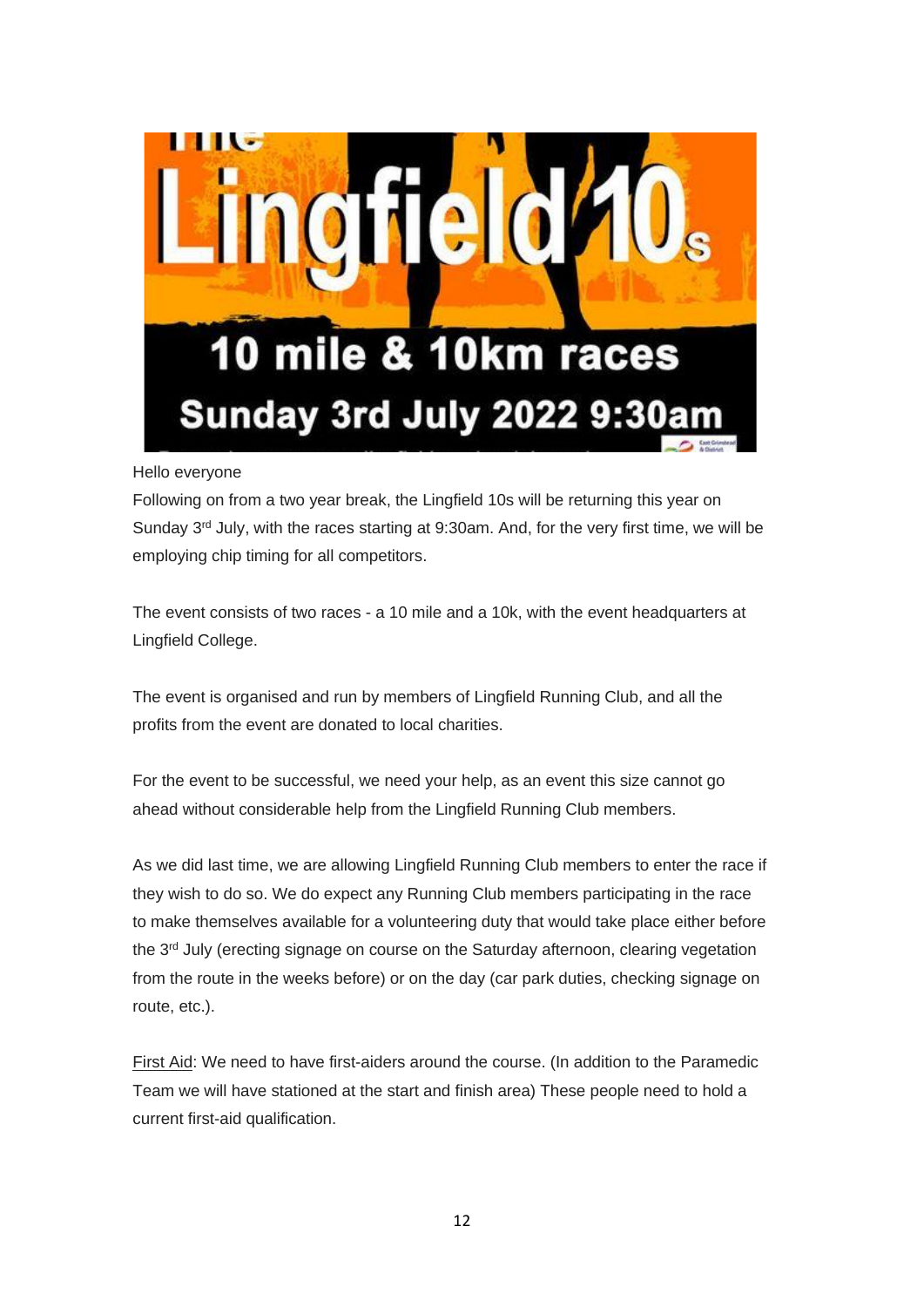# The Lingfield 10s

## 10 mile & 10km races

## Sunday 3rd July 2022 9:30am

Hello everyone

Following on from a two year break, the Lingfield 10s will be returning this year on Sunday 3rd July, with the races starting at 9:30am. And, for the very first time, we will be employing chip timing for all competitors.

The event consists of two races - a 10 mile and a 10k, with the event headquarters at Lingfield College.

The event is organised and run by members of Lingfield Running Club, and all the profits from the event are donated to local charities.

For the event to be successful, we need your help, as an event this size cannot go ahead without considerable help from the Lingfield Running Club members.

As we did last time, we are allowing Lingfield Running Club members to enter the race if they wish to do so. We do expect any Running Club members participating in the race to make themselves available for a volunteering duty that would take place either before the 3rd July (erecting signage on course on the Saturday afternoon, clearing vegetation from the route in the weeks before) or on the day (car park duties, checking signage on route, etc.).

First Aid: We need to have first-aiders around the course. (In addition to the Paramedic Team we will have stationed at the start and finish area) These people need to hold a current first-aid qualification.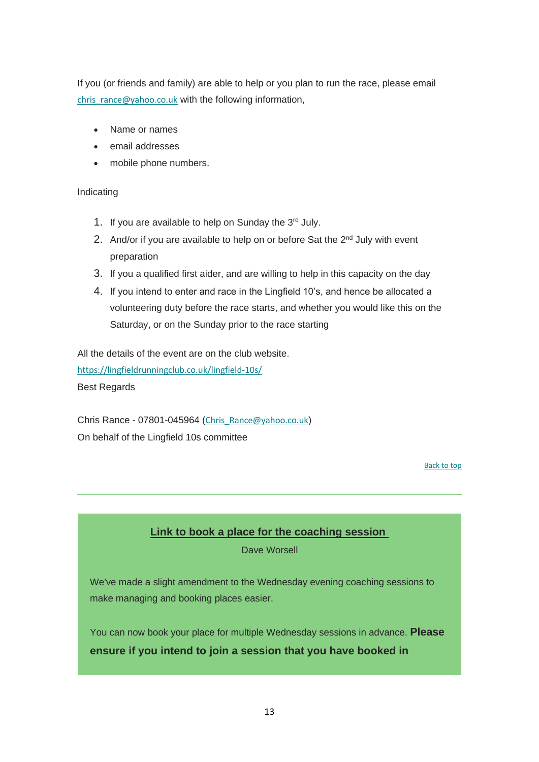If you (or friends and family) are able to help or you plan to run the race, please email chris_rance@yahoo.co.uk with the following information,

- Name or names
- email addresses
- mobile phone numbers.

Indicating

1. If you are available to help on Sunday the 3rd July.
2. And/or if you are available to help on or before Sat the 2nd July with event preparation
3. If you a qualified first aider, and are willing to help in this capacity on the day
4. If you intend to enter and race in the Lingfield 10's, and hence be allocated a volunteering duty before the race starts, and whether you would like this on the Saturday, or on the Sunday prior to the race starting

All the details of the event are on the club website.
https://lingfieldrunningclub.co.uk/lingfield-10s/
Best Regards

Chris Rance - 07801-045964 (Chris_Rance@yahoo.co.uk)
On behalf of the Lingfield 10s committee

Back to top

---

## Link to book a place for the coaching session

Dave Worsell

We've made a slight amendment to the Wednesday evening coaching sessions to make managing and booking places easier.

You can now book your place for multiple Wednesday sessions in advance. **Please ensure if you intend to join a session that you have booked in**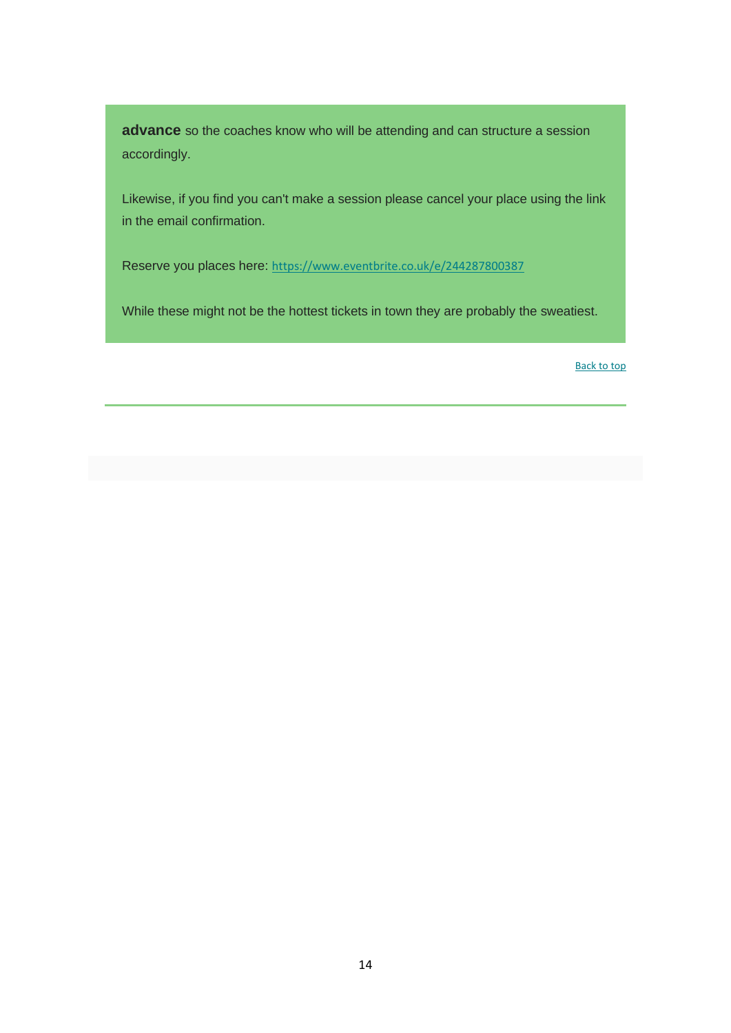**advance** so the coaches know who will be attending and can structure a session accordingly.

Likewise, if you find you can't make a session please cancel your place using the link in the email confirmation.

Reserve you places here: https://www.eventbrite.co.uk/e/244287800387

While these might not be the hottest tickets in town they are probably the sweatiest.

Back to top